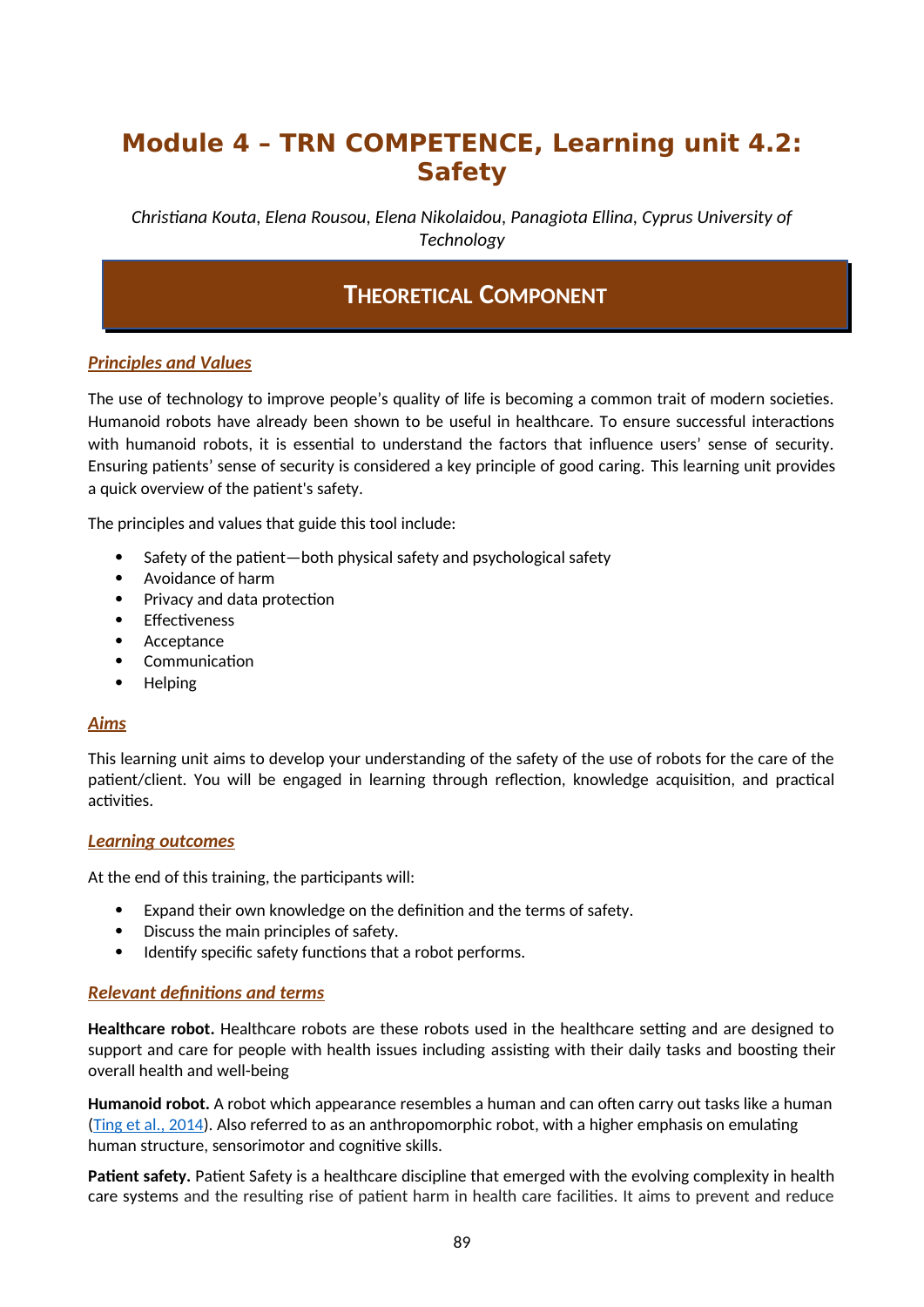# Module 4 – TRN COMPETENCE, Learning unit 4.2: Safety

*Christiana Kouta, Elena Rousou, Elena Nikolaidou, Panagiota Ellina, Cyprus University of Technology*

## THEORETICAL COMPONENT

### *Principles and Values*

The use of technology to improve people's quality of life is becoming a common trait of modern societies. Humanoid robots have already been shown to be useful in healthcare. To ensure successful interactions with humanoid robots, it is essential to understand the factors that influence users' sense of security. Ensuring patients' sense of security is considered a key principle of good caring. This learning unit provides a quick overview of the patient's safety.

The principles and values that guide this tool include:

- Safety of the patient—both physical safety and psychological safety
- Avoidance of harm
- Privacy and data protection
- Effectiveness
- Acceptance
- Communication
- Helping

### *Aims*

This learning unit aims to develop your understanding of the safety of the use of robots for the care of the patient/client. You will be engaged in learning through reflection, knowledge acquisition, and practical activities.

### *Learning outcomes*

At the end of this training, the participants will:

- Expand their own knowledge on the definition and the terms of safety.
- Discuss the main principles of safety.
- Identify specific safety functions that a robot performs.

### *Relevant definitions and terms*

**Healthcare robot.** Healthcare robots are these robots used in the healthcare setting and are designed to support and care for people with health issues including assisting with their daily tasks and boosting their overall health and well-being

**Humanoid robot.** A robot which appearance resembles a human and can often carry out tasks like a human (Ting et al., 2014). Also referred to as an anthropomorphic robot, with a higher emphasis on emulating human structure, sensorimotor and cognitive skills.

**Patient safety.** Patient Safety is a healthcare discipline that emerged with the evolving complexity in health care systems and the resulting rise of patient harm in health care facilities. It aims to prevent and reduce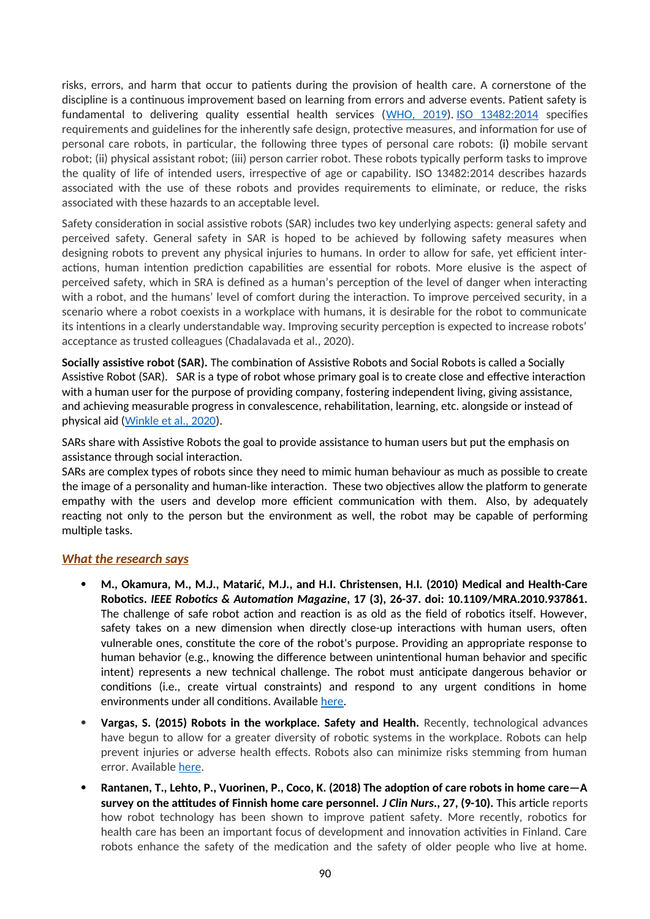risks, errors, and harm that occur to patients during the provision of health care. A cornerstone of the discipline is a continuous improvement based on learning from errors and adverse events. Patient safety is fundamental to delivering quality essential health services ([WHO, 2019](#)). [ISO 13482:2014](#) specifies requirements and guidelines for the inherently safe design, protective measures, and information for use of personal care robots, in particular, the following three types of personal care robots: (i) mobile servant robot; (ii) physical assistant robot; (iii) person carrier robot. These robots typically perform tasks to improve the quality of life of intended users, irrespective of age or capability. ISO 13482:2014 describes hazards associated with the use of these robots and provides requirements to eliminate, or reduce, the risks associated with these hazards to an acceptable level.

Safety consideration in social assistive robots (SAR) includes two key underlying aspects: general safety and perceived safety. General safety in SAR is hoped to be achieved by following safety measures when designing robots to prevent any physical injuries to humans. In order to allow for safe, yet efficient interactions, human intention prediction capabilities are essential for robots. More elusive is the aspect of perceived safety, which in SRA is defined as a human's perception of the level of danger when interacting with a robot, and the humans' level of comfort during the interaction. To improve perceived security, in a scenario where a robot coexists in a workplace with humans, it is desirable for the robot to communicate its intentions in a clearly understandable way. Improving security perception is expected to increase robots' acceptance as trusted colleagues (Chadalavada et al., 2020).

**Socially assistive robot (SAR).** The combination of Assistive Robots and Social Robots is called a Socially Assistive Robot (SAR). SAR is a type of robot whose primary goal is to create close and effective interaction with a human user for the purpose of providing company, fostering independent living, giving assistance, and achieving measurable progress in convalescence, rehabilitation, learning, etc. alongside or instead of physical aid ([Winkle et al., 2020](#)).

SARs share with Assistive Robots the goal to provide assistance to human users but put the emphasis on assistance through social interaction.
SARs are complex types of robots since they need to mimic human behaviour as much as possible to create the image of a personality and human-like interaction. These two objectives allow the platform to generate empathy with the users and develop more efficient communication with them. Also, by adequately reacting not only to the person but the environment as well, the robot may be capable of performing multiple tasks.

### *What the research says*

- **M., Okamura, M., M.J., Matarić, M.J., and H.I. Christensen, H.I. (2010) Medical and Health-Care Robotics. *IEEE Robotics & Automation Magazine*, 17 (3), 26-37. doi: 10.1109/MRA.2010.937861.** The challenge of safe robot action and reaction is as old as the field of robotics itself. However, safety takes on a new dimension when directly close-up interactions with human users, often vulnerable ones, constitute the core of the robot's purpose. Providing an appropriate response to human behavior (e.g., knowing the difference between unintentional human behavior and specific intent) represents a new technical challenge. The robot must anticipate dangerous behavior or conditions (i.e., create virtual constraints) and respond to any urgent conditions in home environments under all conditions. Available [here](#).
- **Vargas, S. (2015) Robots in the workplace. Safety and Health.** Recently, technological advances have begun to allow for a greater diversity of robotic systems in the workplace. Robots can help prevent injuries or adverse health effects. Robots also can minimize risks stemming from human error. Available [here](#).
- **Rantanen, T., Lehto, P., Vuorinen, P., Coco, K. (2018) The adoption of care robots in home care—A survey on the attitudes of Finnish home care personnel. *J Clin Nurs*., 27, (9-10).** This article reports how robot technology has been shown to improve patient safety. More recently, robotics for health care has been an important focus of development and innovation activities in Finland. Care robots enhance the safety of the medication and the safety of older people who live at home.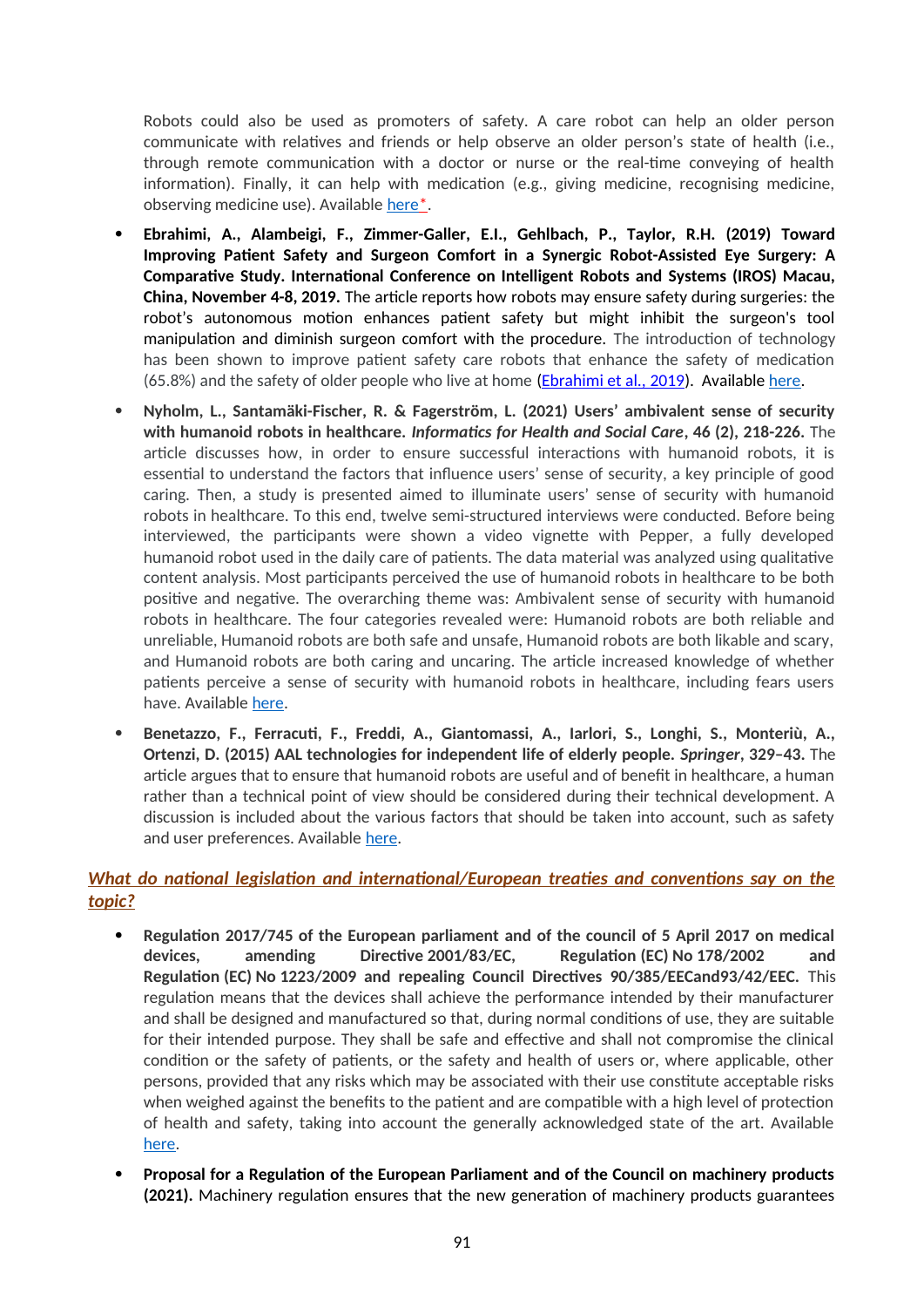Robots could also be used as promoters of safety. A care robot can help an older person communicate with relatives and friends or help observe an older person's state of health (i.e., through remote communication with a doctor or nurse or the real-time conveying of health information). Finally, it can help with medication (e.g., giving medicine, recognising medicine, observing medicine use). Available here*.

- **Ebrahimi, A., Alambeigi, F., Zimmer-Galler, E.I., Gehlbach, P., Taylor, R.H. (2019) Toward Improving Patient Safety and Surgeon Comfort in a Synergic Robot-Assisted Eye Surgery: A Comparative Study. International Conference on Intelligent Robots and Systems (IROS) Macau, China, November 4-8, 2019.** The article reports how robots may ensure safety during surgeries: the robot's autonomous motion enhances patient safety but might inhibit the surgeon's tool manipulation and diminish surgeon comfort with the procedure. The introduction of technology has been shown to improve patient safety care robots that enhance the safety of medication (65.8%) and the safety of older people who live at home (Ebrahimi et al., 2019). Available here.

- **Nyholm, L., Santamäki-Fischer, R. & Fagerström, L. (2021) Users' ambivalent sense of security with humanoid robots in healthcare. *Informatics for Health and Social Care*, 46 (2), 218-226.** The article discusses how, in order to ensure successful interactions with humanoid robots, it is essential to understand the factors that influence users' sense of security, a key principle of good caring. Then, a study is presented aimed to illuminate users' sense of security with humanoid robots in healthcare. To this end, twelve semi-structured interviews were conducted. Before being interviewed, the participants were shown a video vignette with Pepper, a fully developed humanoid robot used in the daily care of patients. The data material was analyzed using qualitative content analysis. Most participants perceived the use of humanoid robots in healthcare to be both positive and negative. The overarching theme was: Ambivalent sense of security with humanoid robots in healthcare. The four categories revealed were: Humanoid robots are both reliable and unreliable, Humanoid robots are both safe and unsafe, Humanoid robots are both likable and scary, and Humanoid robots are both caring and uncaring. The article increased knowledge of whether patients perceive a sense of security with humanoid robots in healthcare, including fears users have. Available here.

- **Benetazzo, F., Ferracuti, F., Freddi, A., Giantomassi, A., Iarlori, S., Longhi, S., Monteriù, A., Ortenzi, D. (2015) AAL technologies for independent life of elderly people. *Springer*, 329–43.** The article argues that to ensure that humanoid robots are useful and of benefit in healthcare, a human rather than a technical point of view should be considered during their technical development. A discussion is included about the various factors that should be taken into account, such as safety and user preferences. Available here.

## *What do national legislation and international/European treaties and conventions say on the topic?*

- **Regulation 2017/745 of the European parliament and of the council of 5 April 2017 on medical devices, amending Directive 2001/83/EC, Regulation (EC) No 178/2002 and Regulation (EC) No 1223/2009 and repealing Council Directives 90/385/EECand93/42/EEC.** This regulation means that the devices shall achieve the performance intended by their manufacturer and shall be designed and manufactured so that, during normal conditions of use, they are suitable for their intended purpose. They shall be safe and effective and shall not compromise the clinical condition or the safety of patients, or the safety and health of users or, where applicable, other persons, provided that any risks which may be associated with their use constitute acceptable risks when weighed against the benefits to the patient and are compatible with a high level of protection of health and safety, taking into account the generally acknowledged state of the art. Available here.

- **Proposal for a Regulation of the European Parliament and of the Council on machinery products (2021).** Machinery regulation ensures that the new generation of machinery products guarantees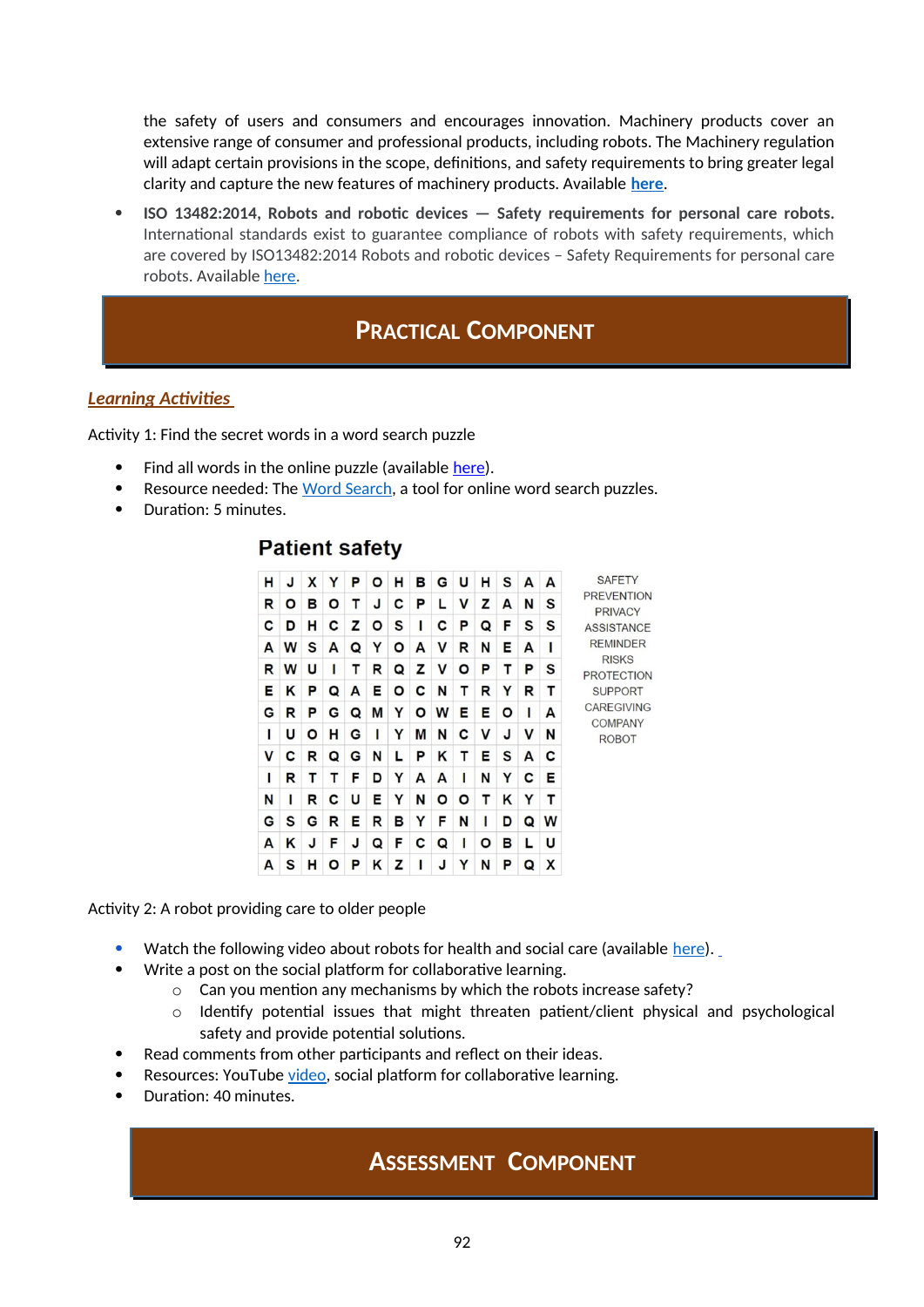the safety of users and consumers and encourages innovation. Machinery products cover an extensive range of consumer and professional products, including robots. The Machinery regulation will adapt certain provisions in the scope, definitions, and safety requirements to bring greater legal clarity and capture the new features of machinery products. Available **here**.

- **ISO 13482:2014, Robots and robotic devices — Safety requirements for personal care robots.** International standards exist to guarantee compliance of robots with safety requirements, which are covered by ISO13482:2014 Robots and robotic devices – Safety Requirements for personal care robots. Available here.

## PRACTICAL COMPONENT

### *Learning Activities*

Activity 1: Find the secret words in a word search puzzle

- Find all words in the online puzzle (available here).
- Resource needed: The Word Search, a tool for online word search puzzles.
- Duration: 5 minutes.

**Patient safety**

| | | | | | | | | | | | | | |
|---|---|---|---|---|---|---|---|---|---|---|---|---|---|
| H | J | X | Y | P | O | H | B | G | U | H | S | A | A |
| R | O | B | O | T | J | C | P | L | V | Z | A | N | S |
| C | D | H | C | Z | O | S | I | C | P | Q | F | S | S |
| A | W | S | A | Q | Y | O | A | V | R | N | E | A | I |
| R | W | U | I | T | R | Q | Z | V | O | P | T | P | S |
| E | K | P | Q | A | E | O | C | N | T | R | Y | R | T |
| G | R | P | G | Q | M | Y | O | W | E | E | O | I | A |
| I | U | O | H | G | I | Y | M | N | C | V | J | V | N |
| V | C | R | Q | G | N | L | P | K | T | E | S | A | C |
| I | R | T | T | F | D | Y | A | A | I | N | Y | C | E |
| N | I | R | C | U | E | Y | N | O | O | T | K | Y | T |
| G | S | G | R | E | R | B | Y | F | N | I | D | Q | W |
| A | K | J | F | J | Q | F | C | Q | I | O | B | L | U |
| A | S | H | O | P | K | Z | I | J | Y | N | P | Q | X |

SAFETY
PREVENTION
PRIVACY
ASSISTANCE
REMINDER
RISKS
PROTECTION
SUPPORT
CAREGIVING
COMPANY
ROBOT

Activity 2: A robot providing care to older people

- Watch the following video about robots for health and social care (available here).
- Write a post on the social platform for collaborative learning.
  - Can you mention any mechanisms by which the robots increase safety?
  - Identify potential issues that might threaten patient/client physical and psychological safety and provide potential solutions.
- Read comments from other participants and reflect on their ideas.
- Resources: YouTube video, social platform for collaborative learning.
- Duration: 40 minutes.

## ASSESSMENT COMPONENT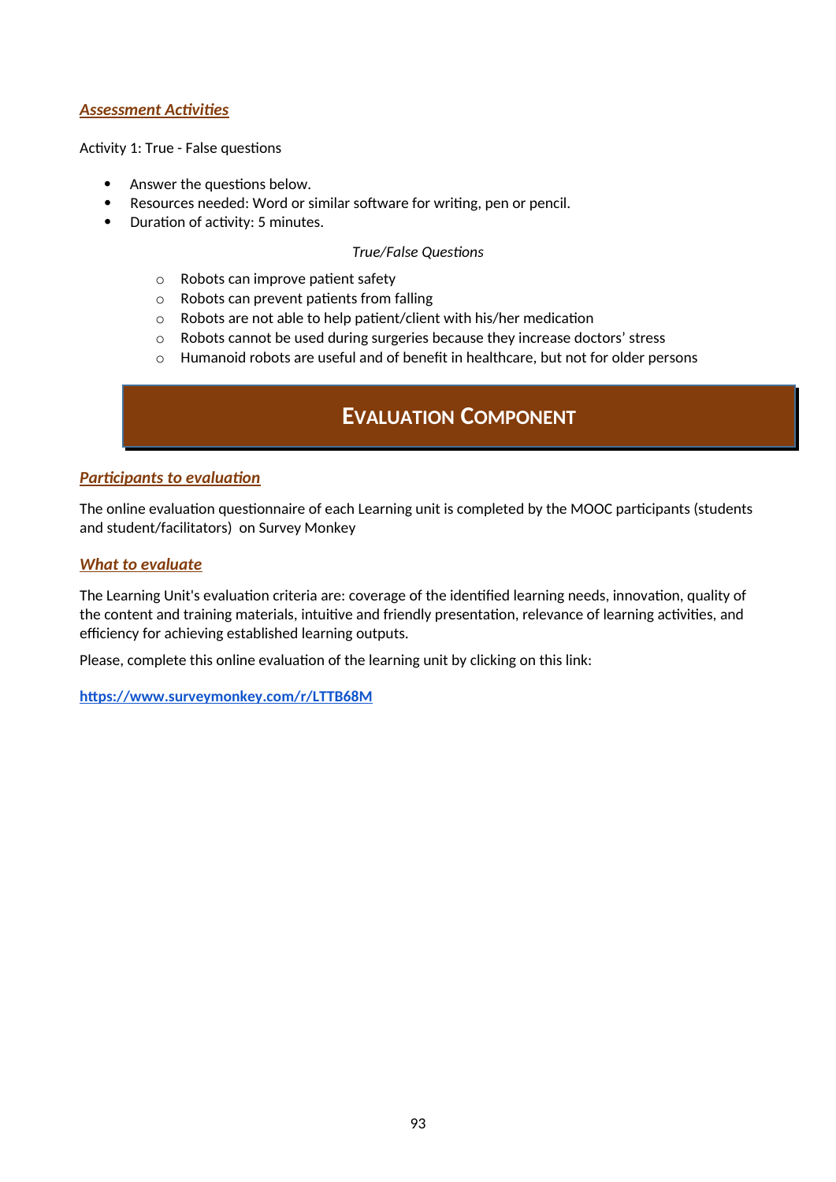### ***Assessment Activities***

Activity 1: True - False questions

- Answer the questions below.
- Resources needed: Word or similar software for writing, pen or pencil.
- Duration of activity: 5 minutes.

*True/False Questions*

- Robots can improve patient safety
- Robots can prevent patients from falling
- Robots are not able to help patient/client with his/her medication
- Robots cannot be used during surgeries because they increase doctors' stress
- Humanoid robots are useful and of benefit in healthcare, but not for older persons

## EVALUATION COMPONENT

### ***Participants to evaluation***

The online evaluation questionnaire of each Learning unit is completed by the MOOC participants (students and student/facilitators) on Survey Monkey

### ***What to evaluate***

The Learning Unit's evaluation criteria are: coverage of the identified learning needs, innovation, quality of the content and training materials, intuitive and friendly presentation, relevance of learning activities, and efficiency for achieving established learning outputs.

Please, complete this online evaluation of the learning unit by clicking on this link:

**https://www.surveymonkey.com/r/LTTB68M**